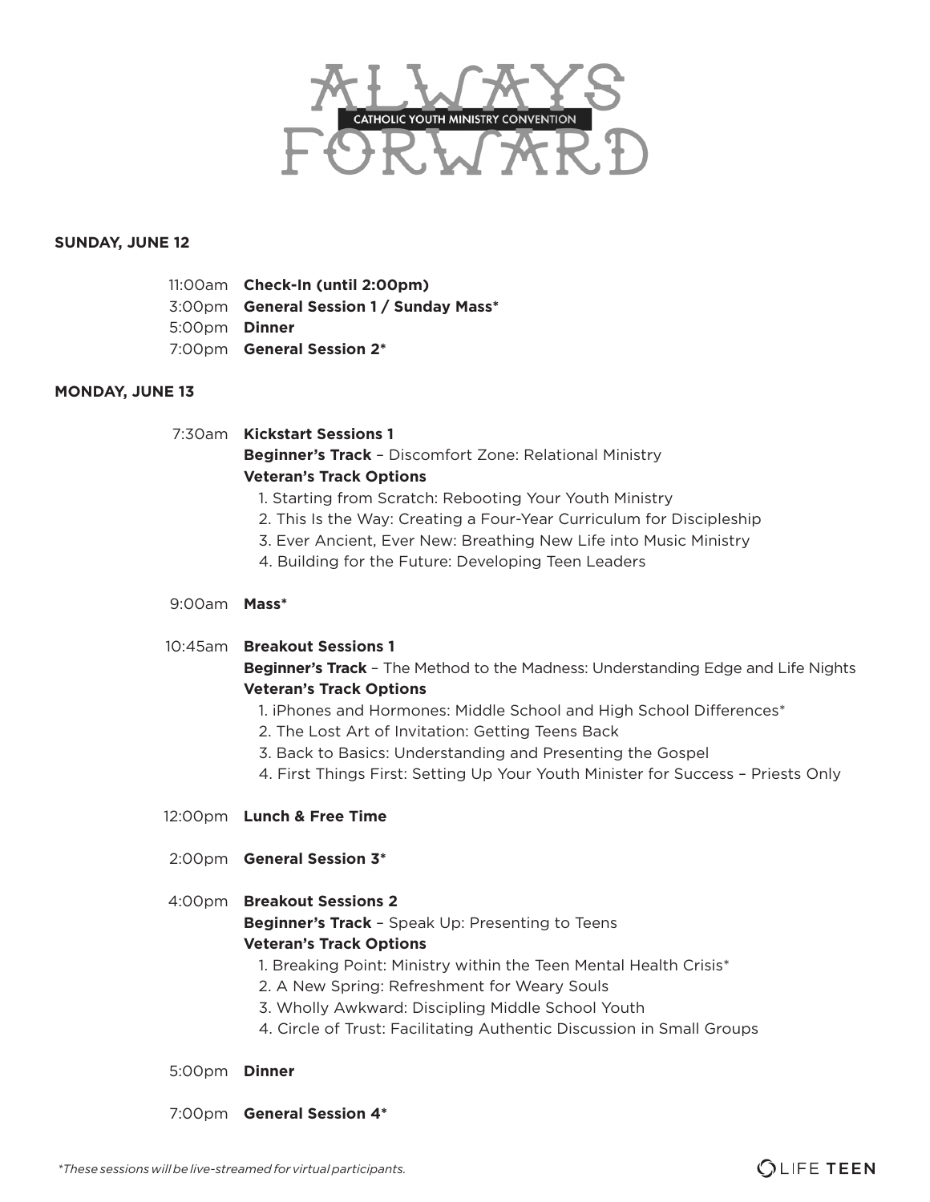# ALWAYS FORWARD

CATHOLIC YOUTH MINISTRY CONVENTION

## SUNDAY, JUNE 12

11:00am **Check-In (until 2:00pm)**
3:00pm **General Session 1 / Sunday Mass***
5:00pm **Dinner**
7:00pm **General Session 2***

## MONDAY, JUNE 13

7:30am **Kickstart Sessions 1**
**Beginner's Track** – Discomfort Zone: Relational Ministry
**Veteran's Track Options**
1. Starting from Scratch: Rebooting Your Youth Ministry
2. This Is the Way: Creating a Four-Year Curriculum for Discipleship
3. Ever Ancient, Ever New: Breathing New Life into Music Ministry
4. Building for the Future: Developing Teen Leaders

9:00am **Mass***

10:45am **Breakout Sessions 1**
**Beginner's Track** – The Method to the Madness: Understanding Edge and Life Nights
**Veteran's Track Options**
1. iPhones and Hormones: Middle School and High School Differences*
2. The Lost Art of Invitation: Getting Teens Back
3. Back to Basics: Understanding and Presenting the Gospel
4. First Things First: Setting Up Your Youth Minister for Success – Priests Only

12:00pm **Lunch & Free Time**

2:00pm **General Session 3***

4:00pm **Breakout Sessions 2**
**Beginner's Track** – Speak Up: Presenting to Teens
**Veteran's Track Options**
1. Breaking Point: Ministry within the Teen Mental Health Crisis*
2. A New Spring: Refreshment for Weary Souls
3. Wholly Awkward: Discipling Middle School Youth
4. Circle of Trust: Facilitating Authentic Discussion in Small Groups

5:00pm **Dinner**

7:00pm **General Session 4***

*\*These sessions will be live-streamed for virtual participants.*

LIFE TEEN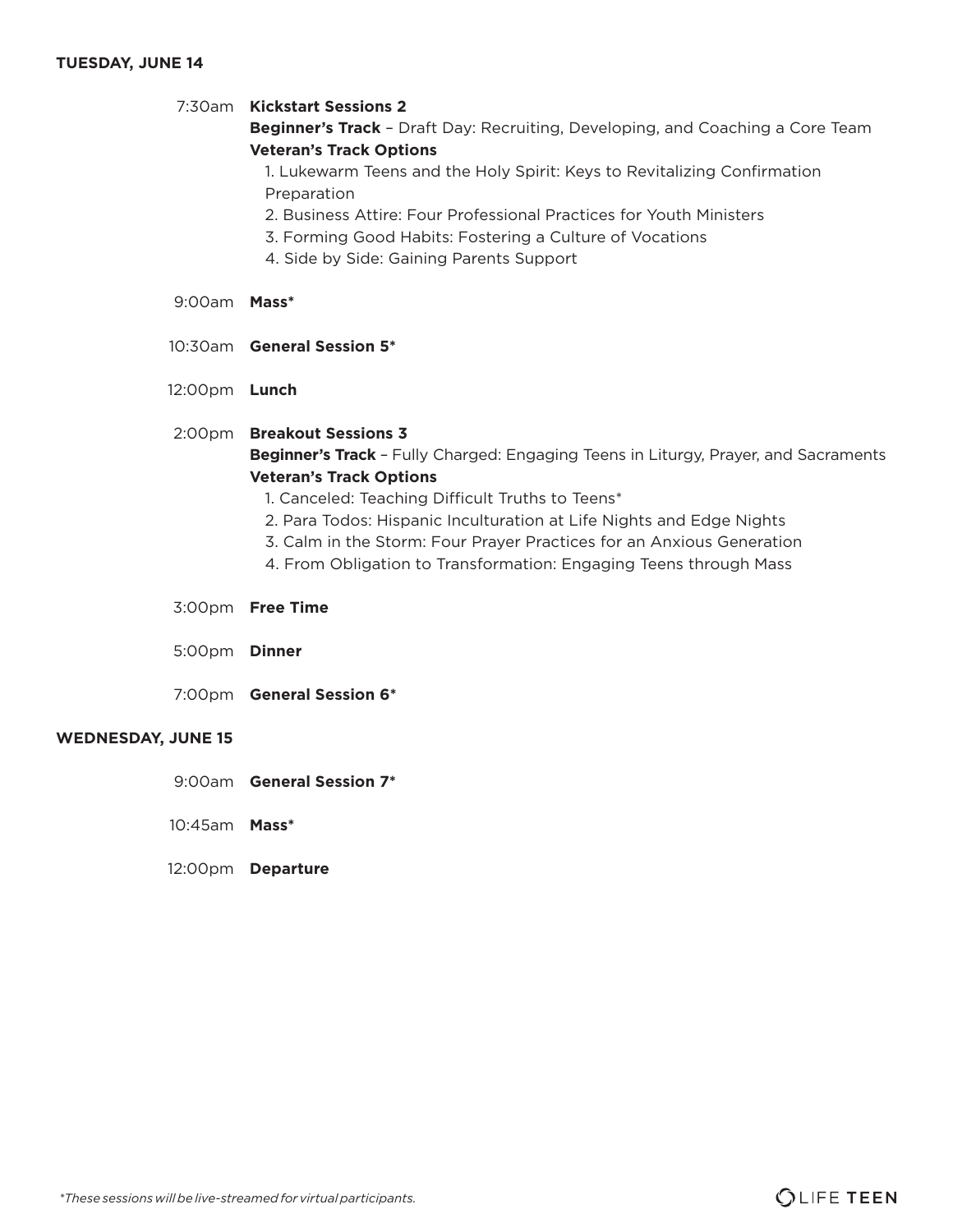**TUESDAY, JUNE 14**

7:30am **Kickstart Sessions 2**
**Beginner's Track** – Draft Day: Recruiting, Developing, and Coaching a Core Team
**Veteran's Track Options**

1. Lukewarm Teens and the Holy Spirit: Keys to Revitalizing Confirmation Preparation
2. Business Attire: Four Professional Practices for Youth Ministers
3. Forming Good Habits: Fostering a Culture of Vocations
4. Side by Side: Gaining Parents Support

9:00am **Mass***

10:30am **General Session 5***

12:00pm **Lunch**

2:00pm **Breakout Sessions 3**
**Beginner's Track** – Fully Charged: Engaging Teens in Liturgy, Prayer, and Sacraments
**Veteran's Track Options**

1. Canceled: Teaching Difficult Truths to Teens*
2. Para Todos: Hispanic Inculturation at Life Nights and Edge Nights
3. Calm in the Storm: Four Prayer Practices for an Anxious Generation
4. From Obligation to Transformation: Engaging Teens through Mass

3:00pm **Free Time**

5:00pm **Dinner**

7:00pm **General Session 6***

**WEDNESDAY, JUNE 15**

9:00am **General Session 7***

10:45am **Mass***

12:00pm **Departure**

*These sessions will be live-streamed for virtual participants.*